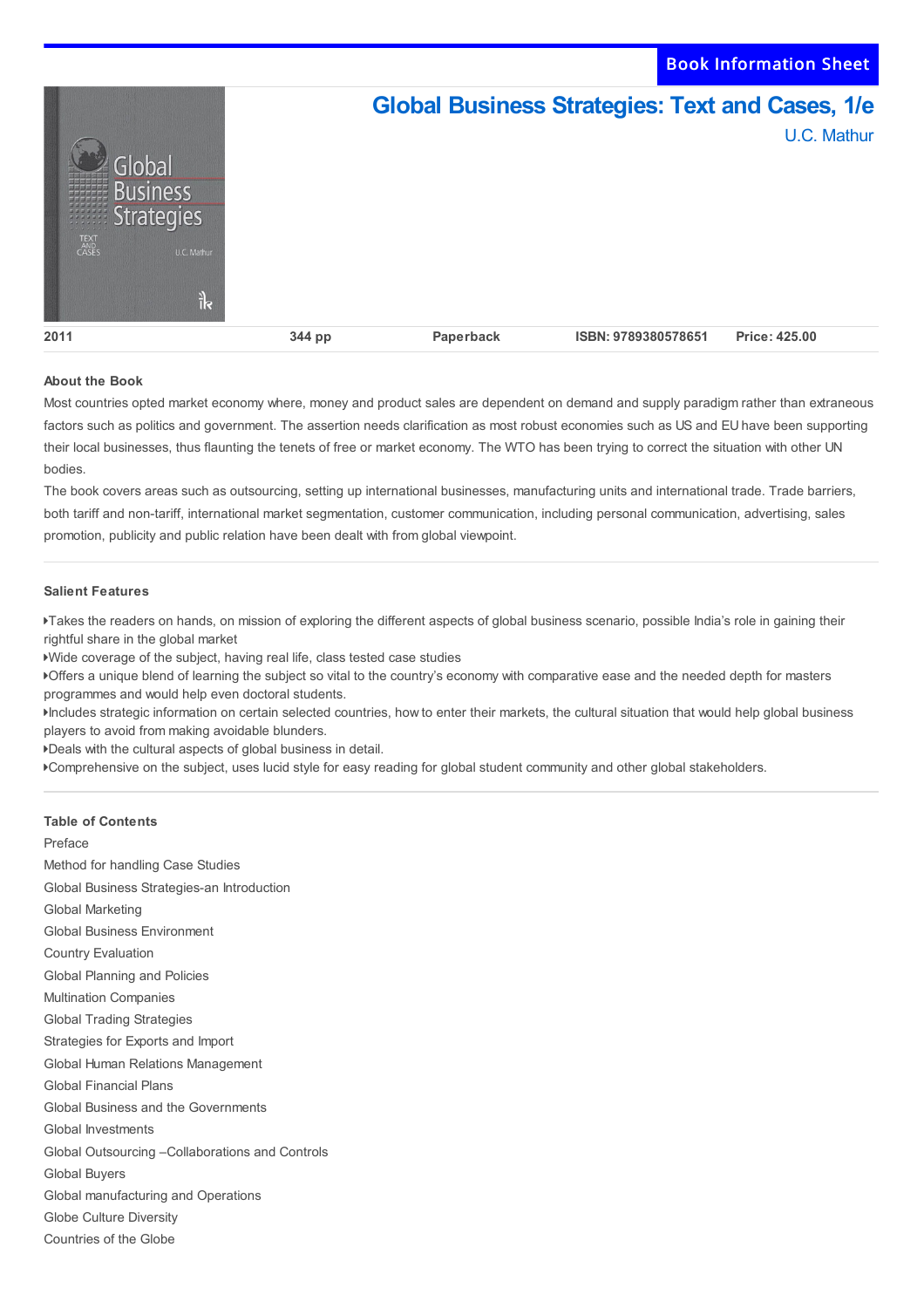Book Information Sheet

# Global Business Strategies: Text and Cases, 1/e

U.C. Mathur

| 2011 | 344 pp | Paperback | ISBN: 9789380578651 | Price: 425.00 |
|---|---|---|---|---|

**About the Book**

Most countries opted market economy where, money and product sales are dependent on demand and supply paradigm rather than extraneous factors such as politics and government. The assertion needs clarification as most robust economies such as US and EU have been supporting their local businesses, thus flaunting the tenets of free or market economy. The WTO has been trying to correct the situation with other UN bodies.

The book covers areas such as outsourcing, setting up international businesses, manufacturing units and international trade. Trade barriers, both tariff and non-tariff, international market segmentation, customer communication, including personal communication, advertising, sales promotion, publicity and public relation have been dealt with from global viewpoint.

**Salient Features**

- Takes the readers on hands, on mission of exploring the different aspects of global business scenario, possible India's role in gaining their rightful share in the global market
- Wide coverage of the subject, having real life, class tested case studies
- Offers a unique blend of learning the subject so vital to the country's economy with comparative ease and the needed depth for masters programmes and would help even doctoral students.
- Includes strategic information on certain selected countries, how to enter their markets, the cultural situation that would help global business players to avoid from making avoidable blunders.
- Deals with the cultural aspects of global business in detail.
- Comprehensive on the subject, uses lucid style for easy reading for global student community and other global stakeholders.

**Table of Contents**

Preface
Method for handling Case Studies
Global Business Strategies-an Introduction
Global Marketing
Global Business Environment
Country Evaluation
Global Planning and Policies
Multination Companies
Global Trading Strategies
Strategies for Exports and Import
Global Human Relations Management
Global Financial Plans
Global Business and the Governments
Global Investments
Global Outsourcing –Collaborations and Controls
Global Buyers
Global manufacturing and Operations
Globe Culture Diversity
Countries of the Globe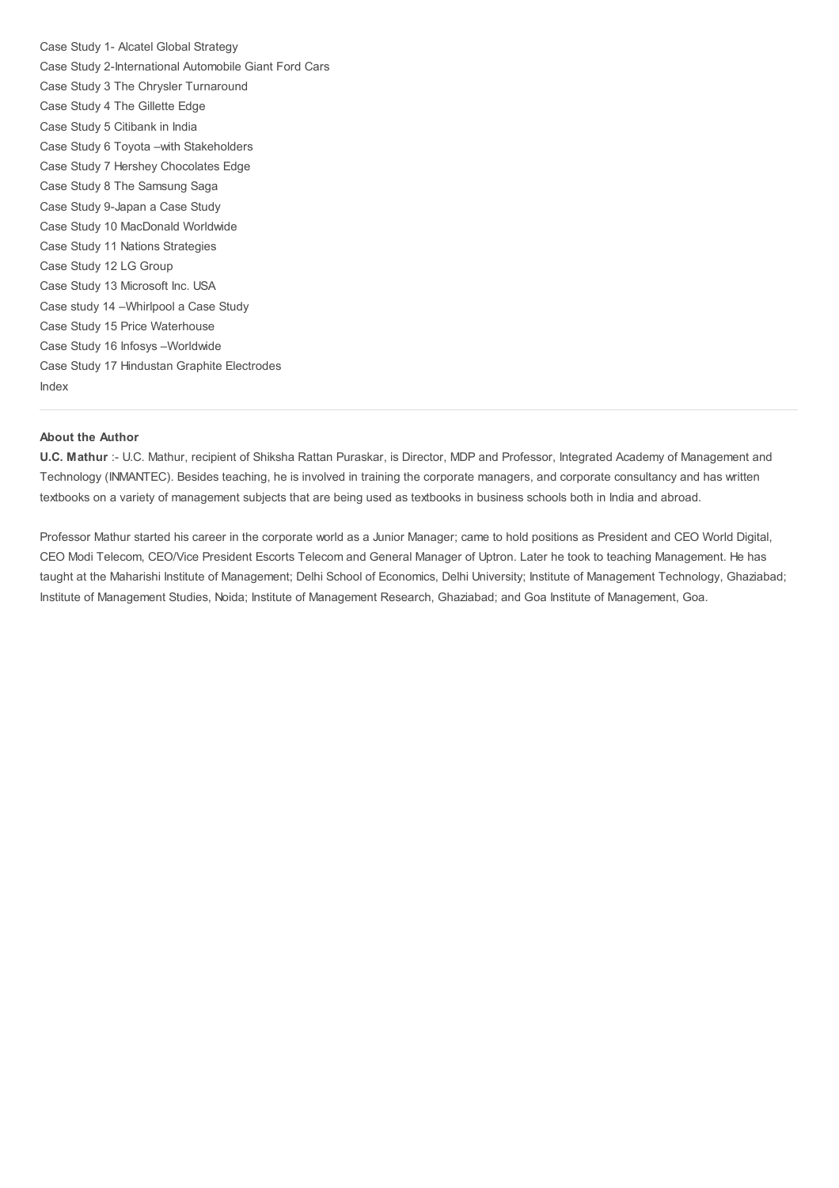Case Study 1- Alcatel Global Strategy
Case Study 2-International Automobile Giant Ford Cars
Case Study 3 The Chrysler Turnaround
Case Study 4 The Gillette Edge
Case Study 5 Citibank in India
Case Study 6 Toyota –with Stakeholders
Case Study 7 Hershey Chocolates Edge
Case Study 8 The Samsung Saga
Case Study 9-Japan a Case Study
Case Study 10 MacDonald Worldwide
Case Study 11 Nations Strategies
Case Study 12 LG Group
Case Study 13 Microsoft Inc. USA
Case study 14 –Whirlpool a Case Study
Case Study 15 Price Waterhouse
Case Study 16 Infosys –Worldwide
Case Study 17 Hindustan Graphite Electrodes
Index

---

**About the Author**

**U.C. Mathur** :- U.C. Mathur, recipient of Shiksha Rattan Puraskar, is Director, MDP and Professor, Integrated Academy of Management and Technology (INMANTEC). Besides teaching, he is involved in training the corporate managers, and corporate consultancy and has written textbooks on a variety of management subjects that are being used as textbooks in business schools both in India and abroad.

Professor Mathur started his career in the corporate world as a Junior Manager; came to hold positions as President and CEO World Digital, CEO Modi Telecom, CEO/Vice President Escorts Telecom and General Manager of Uptron. Later he took to teaching Management. He has taught at the Maharishi Institute of Management; Delhi School of Economics, Delhi University; Institute of Management Technology, Ghaziabad; Institute of Management Studies, Noida; Institute of Management Research, Ghaziabad; and Goa Institute of Management, Goa.